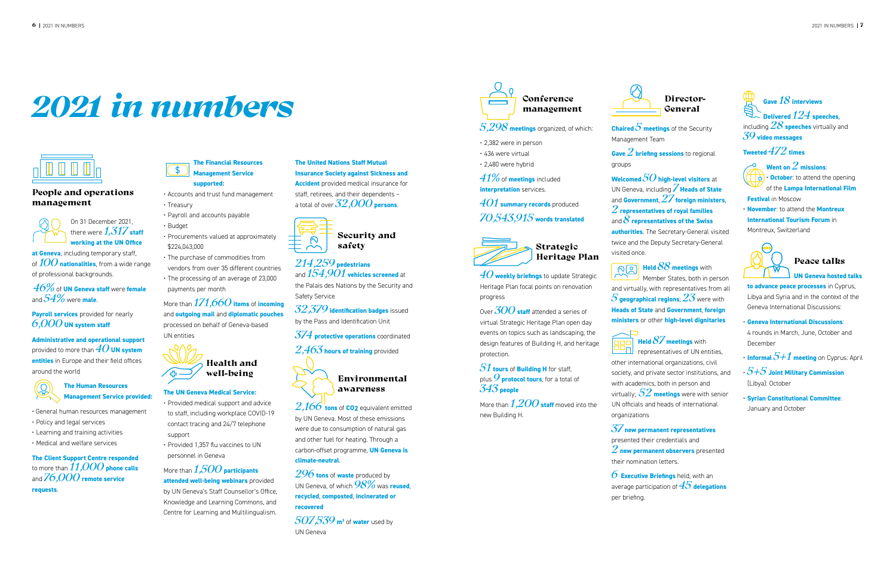# 2021 in numbers

## People and operations management

On 31 December 2021, there were **1,317 staff working at the UN Office at Geneva**, including temporary staff, of **100 nationalities**, from a wide range of professional backgrounds.

**46%** of **UN Geneva staff** were **female** and **54%** were **male**.

**Payroll services** provided for nearly **6,000 UN system staff**

**Administrative and operational support** provided to more than **40 UN system entities** in Europe and their field offices around the world

**The Human Resources Management Service provided:**

- General human resources management
- Policy and legal services
- Learning and training activities
- Medical and welfare services

**The Client Support Centre responded** to more than **11,000 phone calls** and **76,000 remote service requests**.

**The Financial Resources Management Service supported:**

- Accounts and trust fund management
- Treasury
- Payroll and accounts payable
- Budget
- Procurements valued at approximately $224,043,000
- The purchase of commodities from vendors from over 35 different countries
- The processing of an average of 23,000 payments per month

More than **171,660 items** of **incoming** and **outgoing mail** and **diplomatic pouches** processed on behalf of Geneva-based UN entities

## Health and well-being

**The UN Geneva Medical Service:**

- Provided medical support and advice to staff, including workplace COVID-19 contact tracing and 24/7 telephone support
- Provided 1,357 flu vaccines to UN personnel in Geneva

More than **1,500 participants attended well-being webinars** provided by UN Geneva's Staff Counsellor's Office, Knowledge and Learning Commons, and Centre for Learning and Multilingualism.

**The United Nations Staff Mutual Insurance Society against Sickness and Accident** provided medical insurance for staff, retirees, and their dependents – a total of over **32,000 persons**.

## Security and safety

**214,259 pedestrians** and **154,901 vehicles screened** at the Palais des Nations by the Security and Safety Service

**32,379 identification badges** issued by the Pass and Identification Unit

**374 protective operations** coordinated

**2,463 hours of training** provided

## Environmental awareness

**2,166 tons** of **$CO_2$** equivalent emitted by UN Geneva. Most of these emissions were due to consumption of natural gas and other fuel for heating. Through a carbon-offset programme, **UN Geneva is climate-neutral**.

**296 tons** of **waste** produced by UN Geneva, of which **98%** was **reused, recycled, composted, incinerated or recovered**

**507,539 m³** of **water** used by UN Geneva

## Conference management

**5,298 meetings** organized, of which:

- 2,382 were in person
- 436 were virtual
- 2,480 were hybrid

**41%** of **meetings** included **interpretation** services.

**401 summary records** produced

**70,543,915 words translated**

## Strategic Heritage Plan

**40 weekly briefings** to update Strategic Heritage Plan focal points on renovation progress

Over **300 staff** attended a series of virtual Strategic Heritage Plan open day events on topics such as landscaping, the design features of Building H, and heritage protection.

**51 tours** of **Building H** for staff, plus **9 protocol tours**, for a total of **343 people**

More than **1,200 staff** moved into the new Building H.

## Director-General

**Chaired 5 meetings** of the Security Management Team

**Gave 2 briefing sessions** to regional groups

**Welcomed 50 high-level visitors** at UN Geneva, including **7 Heads of State** and **Government**, **27 foreign ministers**, **2 representatives of royal families** and **8 representatives of the Swiss authorities**. The Secretary-General visited twice and the Deputy Secretary-General visited once.

**Held 88 meetings** with Member States, both in person and virtually, with representatives from all **5 geographical regions**; **23** were with **Heads of State** and **Government**, **foreign ministers** or other **high-level dignitaries**

**Held 87 meetings** with representatives of UN entities, other international organizations, civil society, and private sector institutions, and with academics, both in person and virtually; **52 meetings** were with senior UN officials and heads of international organizations

**37 new permanent representatives** presented their credentials and **2 new permanent observers** presented their nomination letters.

**6 Executive Briefings** held, with an average participation of **45 delegations** per briefing.

**Gave 18 interviews**

**Delivered 124 speeches**, including **28 speeches** virtually and **39 video messages**

**Tweeted 472 times**

**Went on 2 missions**:

- **October**: to attend the opening of the **Lampa International Film Festival** in Moscow
- **November**: to attend the **Montreux International Tourism Forum** in Montreux, Switzerland

## Peace talks

**UN Geneva hosted talks to advance peace processes** in Cyprus, Libya and Syria and in the context of the Geneva International Discussions:

- **Geneva International Discussions**: 4 rounds in March, June, October and December
- **Informal 5+1 meeting** on Cyprus: April
- **5+5 Joint Military Commission** (Libya): October
- **Syrian Constitutional Committee**: January and October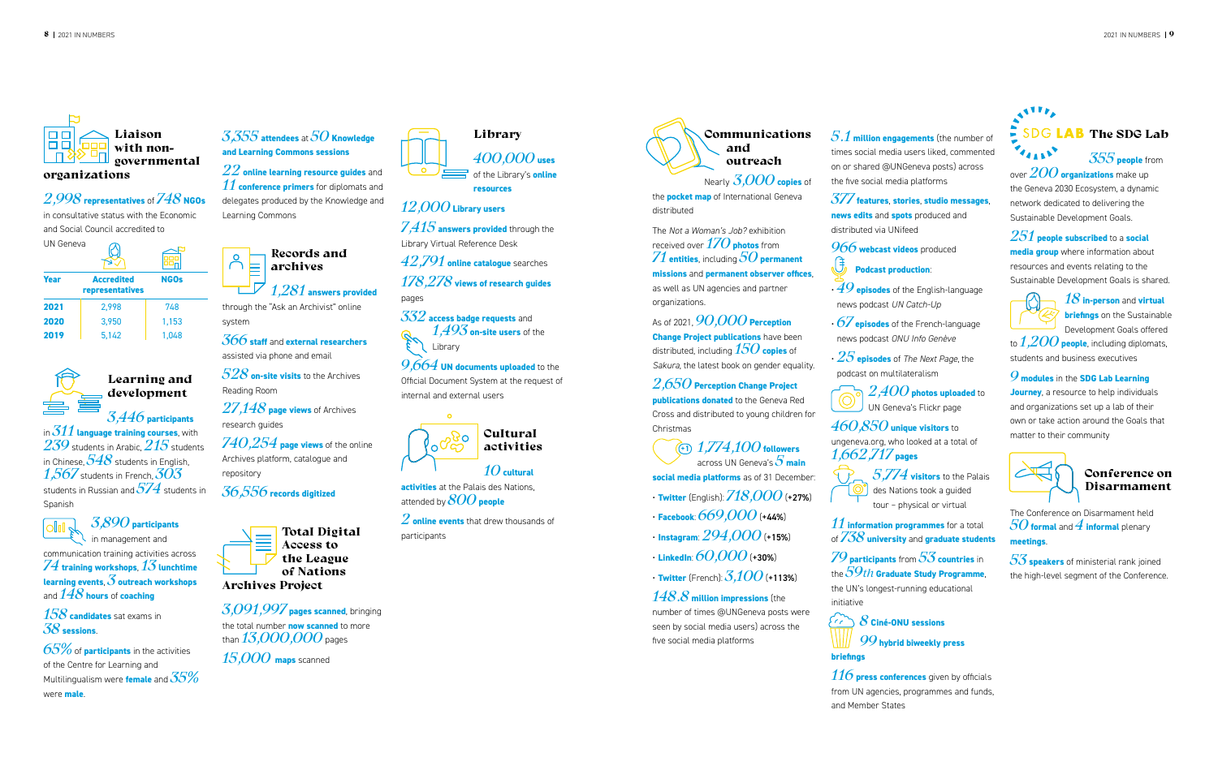## Liaison with non-governmental organizations

*2,998* **representatives** of *748* **NGOs** in consultative status with the Economic and Social Council accredited to UN Geneva

| Year | Accredited representatives | NGOs |
|---|---|---|
| 2021 | 2,998 | 748 |
| 2020 | 3,950 | 1,153 |
| 2019 | 5,142 | 1,048 |

## Learning and development

*3,446* **participants** in *311* **language training courses**, with *239* students in Arabic, *215* students in Chinese, *548* students in English, *1,567* students in French, *303* students in Russian and *574* students in Spanish

*3,890* **participants** in management and communication training activities across *74* **training workshops**, *13* **lunchtime learning events**, *3* **outreach workshops** and *148* **hours** of **coaching**

*158* **candidates** sat exams in *38* **sessions**.

*65%* of **participants** in the activities of the Centre for Learning and Multilingualism were **female** and *35%* were **male**.

*3,355* **attendees** at *50* **Knowledge and Learning Commons sessions**

*22* **online learning resource guides** and *11* **conference primers** for diplomats and delegates produced by the Knowledge and Learning Commons

## Records and archives

*1,281* **answers provided** through the "Ask an Archivist" online system

*366* **staff** and **external researchers** assisted via phone and email

*528* **on-site visits** to the Archives Reading Room

*27,148* **page views** of Archives research guides

*740,254* **page views** of the online Archives platform, catalogue and repository

*36,556* **records digitized**

## Total Digital Access to the League of Nations Archives Project

*3,091,997* **pages scanned**, bringing the total number **now scanned** to more than *13,000,000* pages

*15,000* **maps** scanned

## Library

*400,000* **uses** of the Library's **online resources**

*12,000* **Library users**

*7,415* **answers provided** through the Library Virtual Reference Desk

*42,791* **online catalogue** searches

*178,278* **views of research guides** pages

*332* **access badge requests** and *1,493* **on-site users** of the Library

*9,664* **UN documents uploaded** to the Official Document System at the request of internal and external users

## Cultural activities

*10* **cultural activities** at the Palais des Nations, attended by *800* **people**

*2* **online events** that drew thousands of participants

## Communications and outreach

Nearly *3,000* **copies** of the **pocket map** of International Geneva distributed

The *Not a Woman's Job?* exhibition received over *170* **photos** from *71* **entities**, including *50* **permanent missions** and **permanent observer offices**, as well as UN agencies and partner organizations.

As of 2021, *90,000* **Perception Change Project publications** have been distributed, including *150* **copies** of *Sakura*, the latest book on gender equality.

*2,650* **Perception Change Project publications donated** to the Geneva Red Cross and distributed to young children for Christmas

*1,774,100* **followers** across UN Geneva's *5* **main social media platforms** as of 31 December:

- **Twitter** (English): *718,000* (+27%)
- **Facebook**: *669,000* (+44%)
- **Instagram**: *294,000* (+15%)
- **LinkedIn**: *60,000* (+30%)
- **Twitter** (French): *3,100* (+113%)

*148.8* **million impressions** (the number of times @UNGeneva posts were seen by social media users) across the five social media platforms

*5.1* **million engagements** (the number of times social media users liked, commented on or shared @UNGeneva posts) across the five social media platforms

*377* **features**, **stories**, **studio messages**, **news edits** and **spots** produced and distributed via UNifeed

*966* **webcast videos** produced

**Podcast production**:

- *49* **episodes** of the English-language news podcast *UN Catch-Up*
- *67* **episodes** of the French-language news podcast *ONU Info Genève*
- *25* **episodes** of *The Next Page*, the podcast on multilateralism

*2,400* **photos uploaded** to UN Geneva's Flickr page

*460,850* **unique visitors** to ungeneva.org, who looked at a total of *1,662,717* **pages**

*5,774* **visitors** to the Palais des Nations took a guided tour – physical or virtual

*11* **information programmes** for a total of *738* **university** and **graduate students**

*79* **participants** from *53* **countries** in the *59th* **Graduate Study Programme**, the UN's longest-running educational initiative

*8* **Ciné-ONU sessions**

*99* **hybrid biweekly press briefings**

*116* **press conferences** given by officials from UN agencies, programmes and funds, and Member States

## The SDG Lab

*355* **people** from over *200* **organizations** make up the Geneva 2030 Ecosystem, a dynamic network dedicated to delivering the Sustainable Development Goals.

*251* **people subscribed** to a **social media group** where information about resources and events relating to the Sustainable Development Goals is shared.

*18* **in-person** and **virtual briefings** on the Sustainable Development Goals offered to *1,200* **people**, including diplomats, students and business executives

*9* **modules** in the **SDG Lab Learning Journey**, a resource to help individuals and organizations set up a lab of their own or take action around the Goals that matter to their community

## Conference on Disarmament

The Conference on Disarmament held *50* **formal** and *4* **informal** plenary **meetings**.

*53* **speakers** of ministerial rank joined the high-level segment of the Conference.